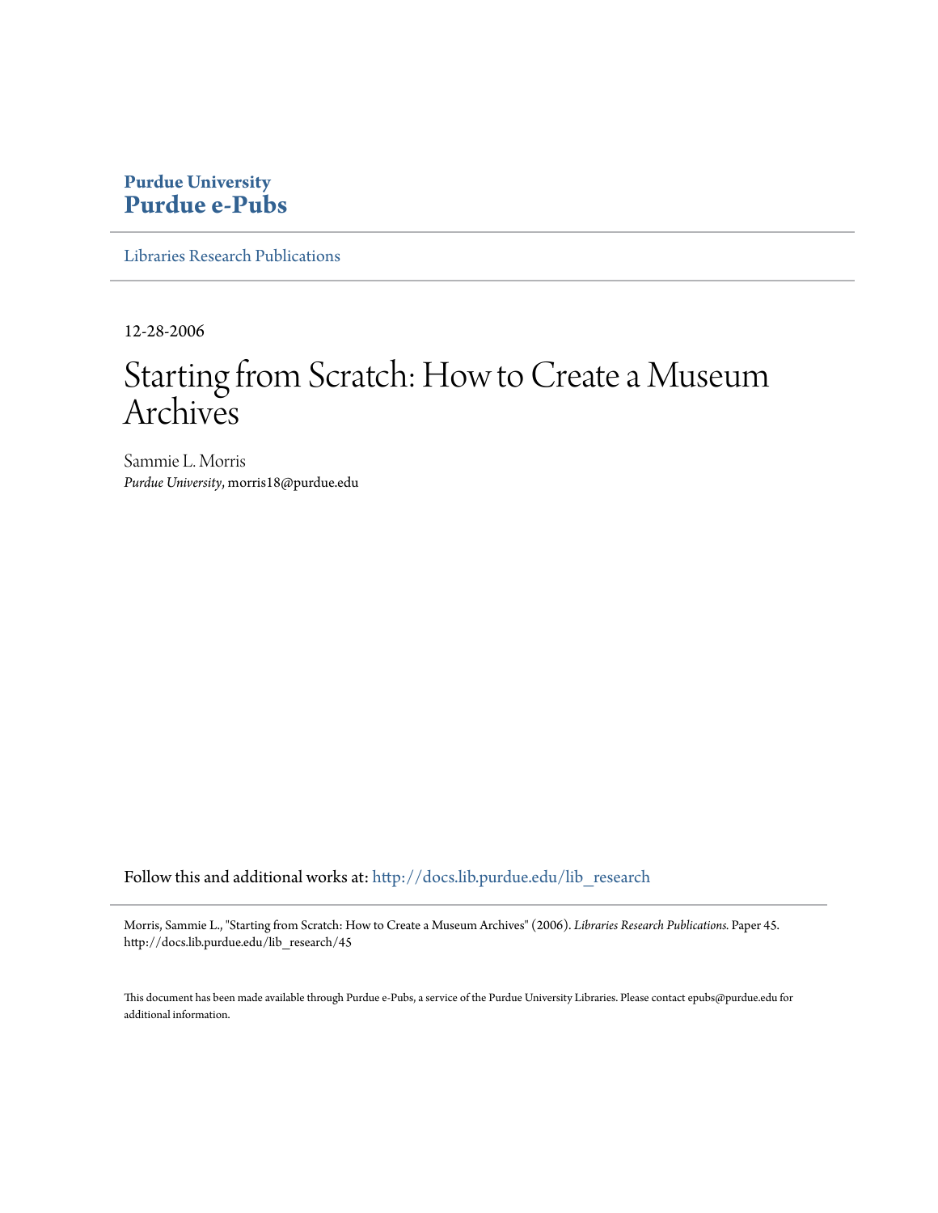**Purdue University**
**Purdue e-Pubs**

Libraries Research Publications

12-28-2006

# Starting from Scratch: How to Create a Museum Archives

Sammie L. Morris
*Purdue University*, morris18@purdue.edu

Follow this and additional works at: http://docs.lib.purdue.edu/lib_research

Morris, Sammie L., "Starting from Scratch: How to Create a Museum Archives" (2006). *Libraries Research Publications.* Paper 45. http://docs.lib.purdue.edu/lib_research/45

This document has been made available through Purdue e-Pubs, a service of the Purdue University Libraries. Please contact epubs@purdue.edu for additional information.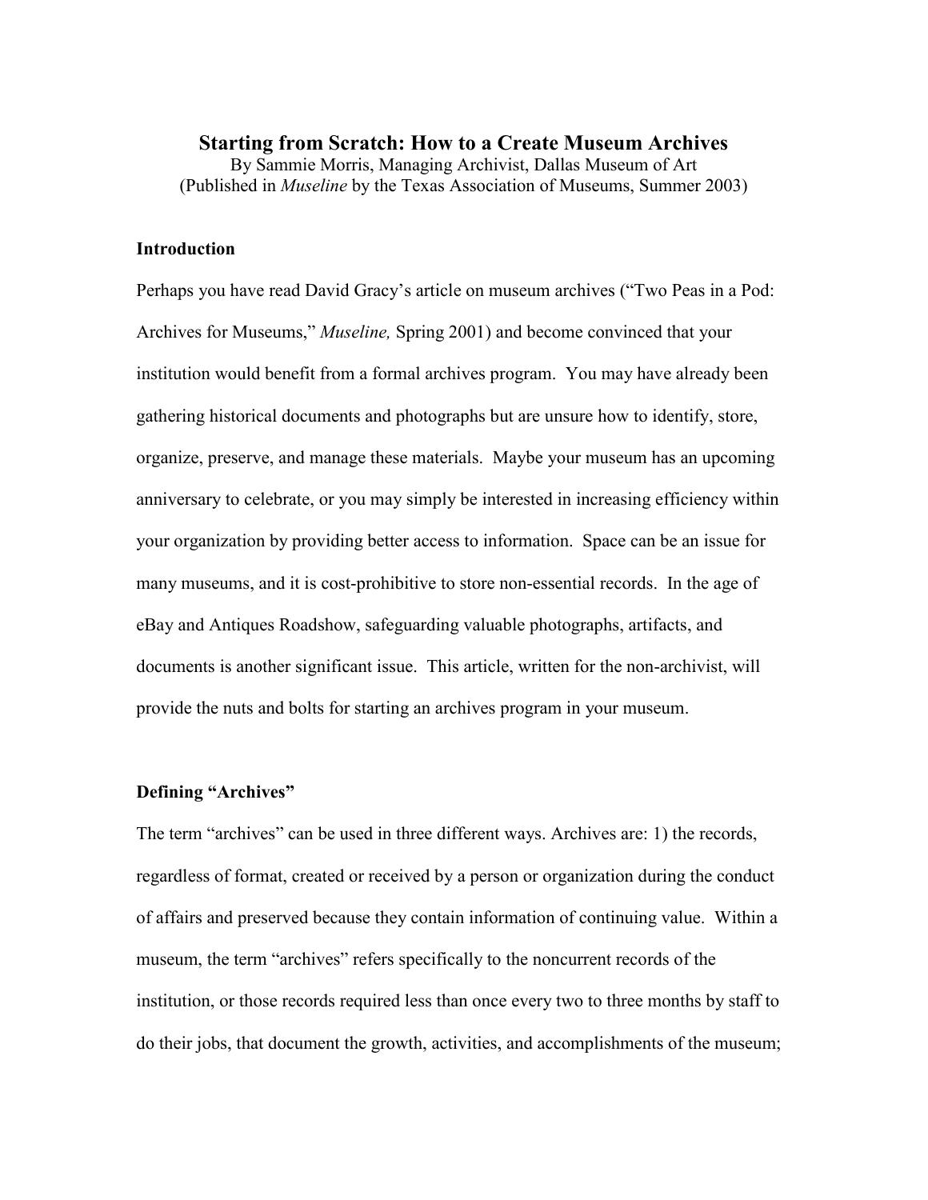# Starting from Scratch: How to a Create Museum Archives

By Sammie Morris, Managing Archivist, Dallas Museum of Art
(Published in *Museline* by the Texas Association of Museums, Summer 2003)

## Introduction

Perhaps you have read David Gracy's article on museum archives ("Two Peas in a Pod: Archives for Museums," *Museline,* Spring 2001) and become convinced that your institution would benefit from a formal archives program. You may have already been gathering historical documents and photographs but are unsure how to identify, store, organize, preserve, and manage these materials. Maybe your museum has an upcoming anniversary to celebrate, or you may simply be interested in increasing efficiency within your organization by providing better access to information. Space can be an issue for many museums, and it is cost-prohibitive to store non-essential records. In the age of eBay and Antiques Roadshow, safeguarding valuable photographs, artifacts, and documents is another significant issue. This article, written for the non-archivist, will provide the nuts and bolts for starting an archives program in your museum.

## Defining "Archives"

The term "archives" can be used in three different ways. Archives are: 1) the records, regardless of format, created or received by a person or organization during the conduct of affairs and preserved because they contain information of continuing value. Within a museum, the term "archives" refers specifically to the noncurrent records of the institution, or those records required less than once every two to three months by staff to do their jobs, that document the growth, activities, and accomplishments of the museum;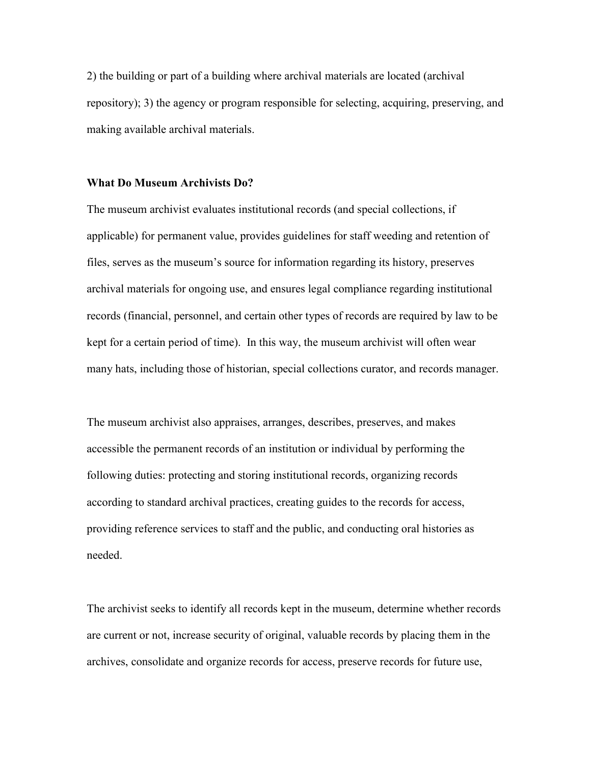2) the building or part of a building where archival materials are located (archival repository); 3) the agency or program responsible for selecting, acquiring, preserving, and making available archival materials.

**What Do Museum Archivists Do?**

The museum archivist evaluates institutional records (and special collections, if applicable) for permanent value, provides guidelines for staff weeding and retention of files, serves as the museum's source for information regarding its history, preserves archival materials for ongoing use, and ensures legal compliance regarding institutional records (financial, personnel, and certain other types of records are required by law to be kept for a certain period of time). In this way, the museum archivist will often wear many hats, including those of historian, special collections curator, and records manager.

The museum archivist also appraises, arranges, describes, preserves, and makes accessible the permanent records of an institution or individual by performing the following duties: protecting and storing institutional records, organizing records according to standard archival practices, creating guides to the records for access, providing reference services to staff and the public, and conducting oral histories as needed.

The archivist seeks to identify all records kept in the museum, determine whether records are current or not, increase security of original, valuable records by placing them in the archives, consolidate and organize records for access, preserve records for future use,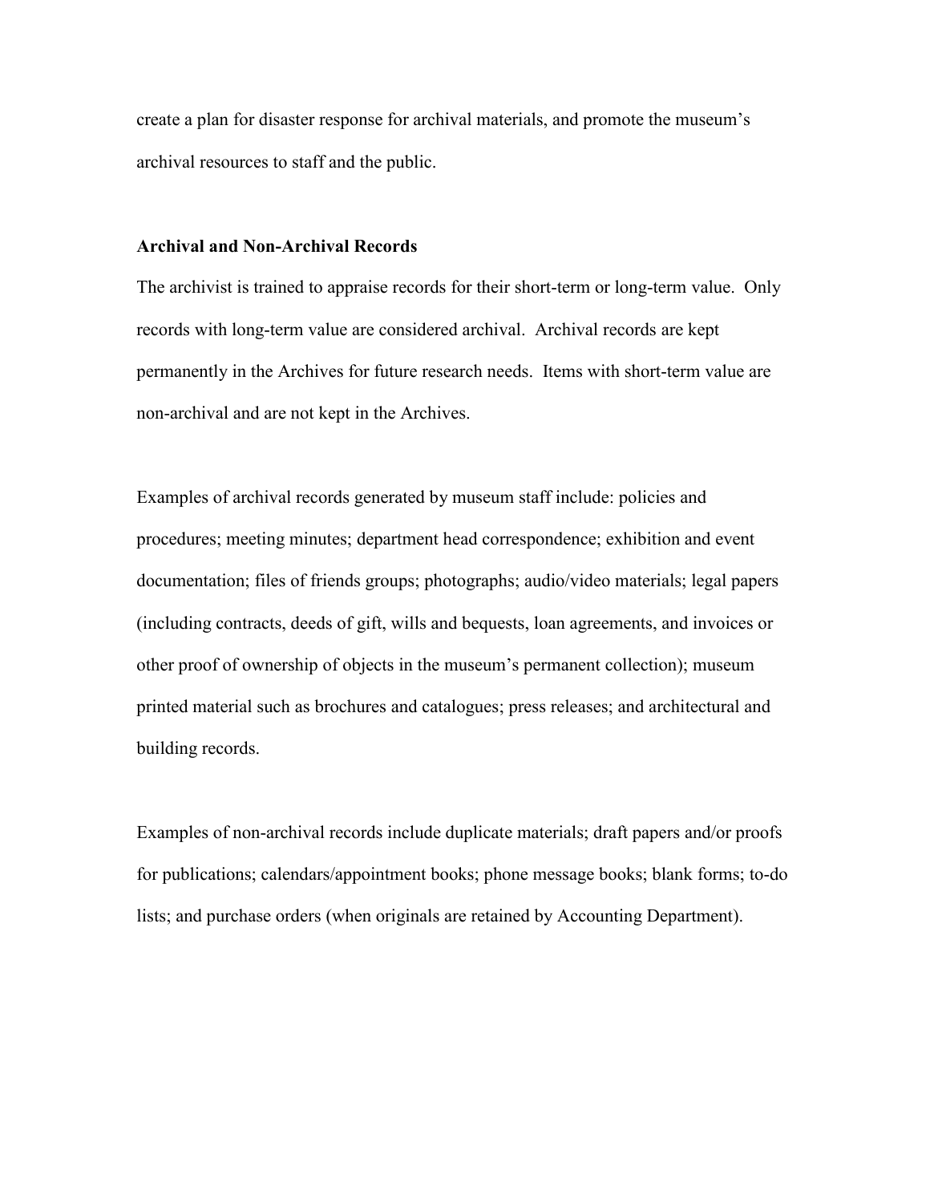create a plan for disaster response for archival materials, and promote the museum's archival resources to staff and the public.

**Archival and Non-Archival Records**

The archivist is trained to appraise records for their short-term or long-term value. Only records with long-term value are considered archival. Archival records are kept permanently in the Archives for future research needs. Items with short-term value are non-archival and are not kept in the Archives.

Examples of archival records generated by museum staff include: policies and procedures; meeting minutes; department head correspondence; exhibition and event documentation; files of friends groups; photographs; audio/video materials; legal papers (including contracts, deeds of gift, wills and bequests, loan agreements, and invoices or other proof of ownership of objects in the museum's permanent collection); museum printed material such as brochures and catalogues; press releases; and architectural and building records.

Examples of non-archival records include duplicate materials; draft papers and/or proofs for publications; calendars/appointment books; phone message books; blank forms; to-do lists; and purchase orders (when originals are retained by Accounting Department).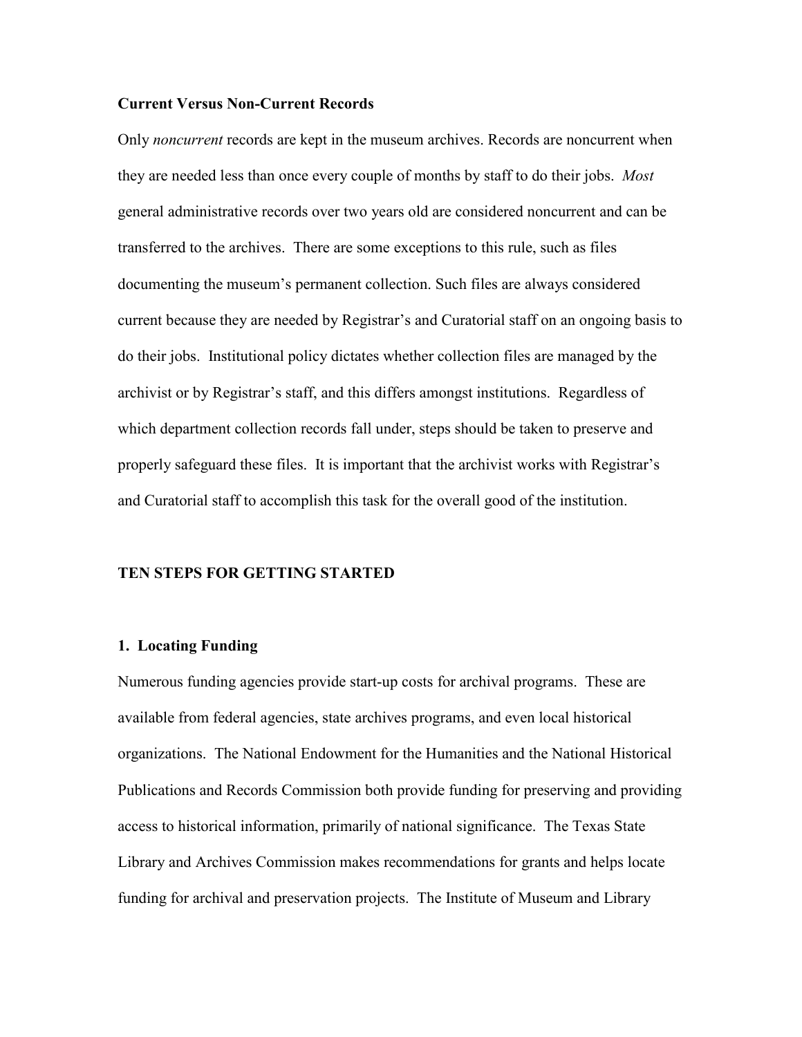**Current Versus Non-Current Records**

Only *noncurrent* records are kept in the museum archives. Records are noncurrent when they are needed less than once every couple of months by staff to do their jobs. *Most* general administrative records over two years old are considered noncurrent and can be transferred to the archives. There are some exceptions to this rule, such as files documenting the museum's permanent collection. Such files are always considered current because they are needed by Registrar's and Curatorial staff on an ongoing basis to do their jobs. Institutional policy dictates whether collection files are managed by the archivist or by Registrar's staff, and this differs amongst institutions. Regardless of which department collection records fall under, steps should be taken to preserve and properly safeguard these files. It is important that the archivist works with Registrar's and Curatorial staff to accomplish this task for the overall good of the institution.

## TEN STEPS FOR GETTING STARTED

### 1. Locating Funding

Numerous funding agencies provide start-up costs for archival programs. These are available from federal agencies, state archives programs, and even local historical organizations. The National Endowment for the Humanities and the National Historical Publications and Records Commission both provide funding for preserving and providing access to historical information, primarily of national significance. The Texas State Library and Archives Commission makes recommendations for grants and helps locate funding for archival and preservation projects. The Institute of Museum and Library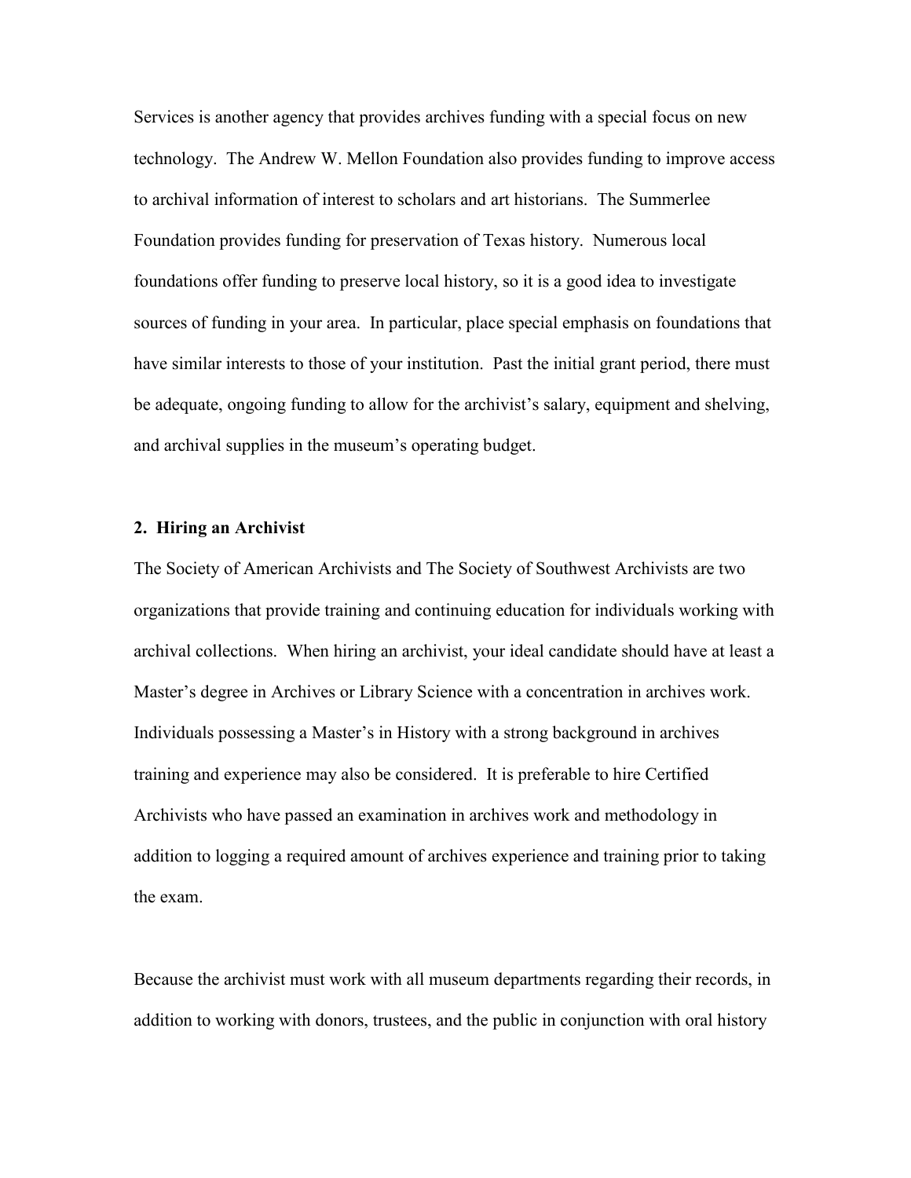Services is another agency that provides archives funding with a special focus on new technology. The Andrew W. Mellon Foundation also provides funding to improve access to archival information of interest to scholars and art historians. The Summerlee Foundation provides funding for preservation of Texas history. Numerous local foundations offer funding to preserve local history, so it is a good idea to investigate sources of funding in your area. In particular, place special emphasis on foundations that have similar interests to those of your institution. Past the initial grant period, there must be adequate, ongoing funding to allow for the archivist's salary, equipment and shelving, and archival supplies in the museum's operating budget.

**2. Hiring an Archivist**

The Society of American Archivists and The Society of Southwest Archivists are two organizations that provide training and continuing education for individuals working with archival collections. When hiring an archivist, your ideal candidate should have at least a Master's degree in Archives or Library Science with a concentration in archives work. Individuals possessing a Master's in History with a strong background in archives training and experience may also be considered. It is preferable to hire Certified Archivists who have passed an examination in archives work and methodology in addition to logging a required amount of archives experience and training prior to taking the exam.

Because the archivist must work with all museum departments regarding their records, in addition to working with donors, trustees, and the public in conjunction with oral history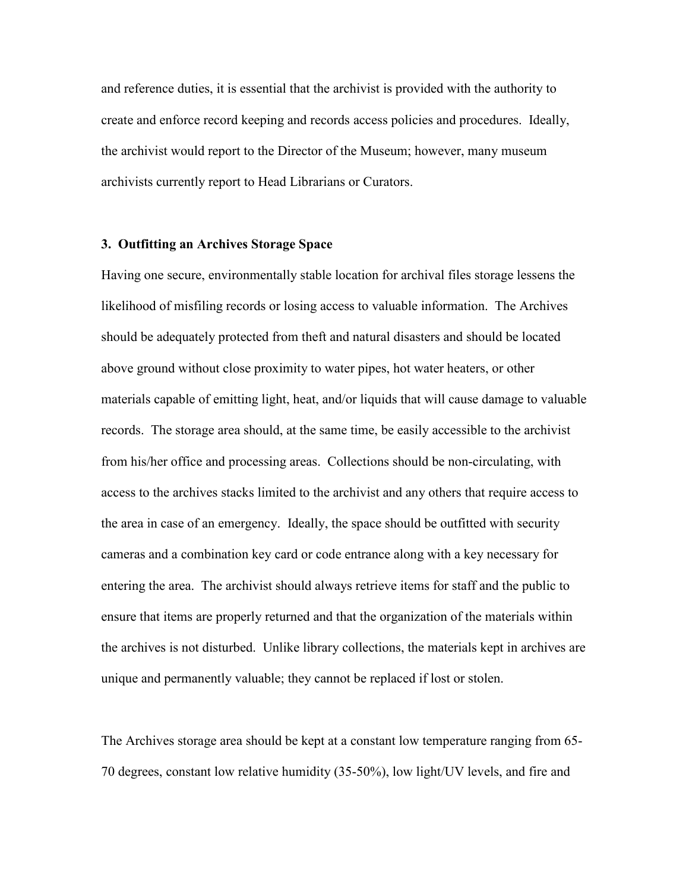and reference duties, it is essential that the archivist is provided with the authority to create and enforce record keeping and records access policies and procedures. Ideally, the archivist would report to the Director of the Museum; however, many museum archivists currently report to Head Librarians or Curators.

### 3. Outfitting an Archives Storage Space

Having one secure, environmentally stable location for archival files storage lessens the likelihood of misfiling records or losing access to valuable information. The Archives should be adequately protected from theft and natural disasters and should be located above ground without close proximity to water pipes, hot water heaters, or other materials capable of emitting light, heat, and/or liquids that will cause damage to valuable records. The storage area should, at the same time, be easily accessible to the archivist from his/her office and processing areas. Collections should be non-circulating, with access to the archives stacks limited to the archivist and any others that require access to the area in case of an emergency. Ideally, the space should be outfitted with security cameras and a combination key card or code entrance along with a key necessary for entering the area. The archivist should always retrieve items for staff and the public to ensure that items are properly returned and that the organization of the materials within the archives is not disturbed. Unlike library collections, the materials kept in archives are unique and permanently valuable; they cannot be replaced if lost or stolen.

The Archives storage area should be kept at a constant low temperature ranging from 65-70 degrees, constant low relative humidity (35-50%), low light/UV levels, and fire and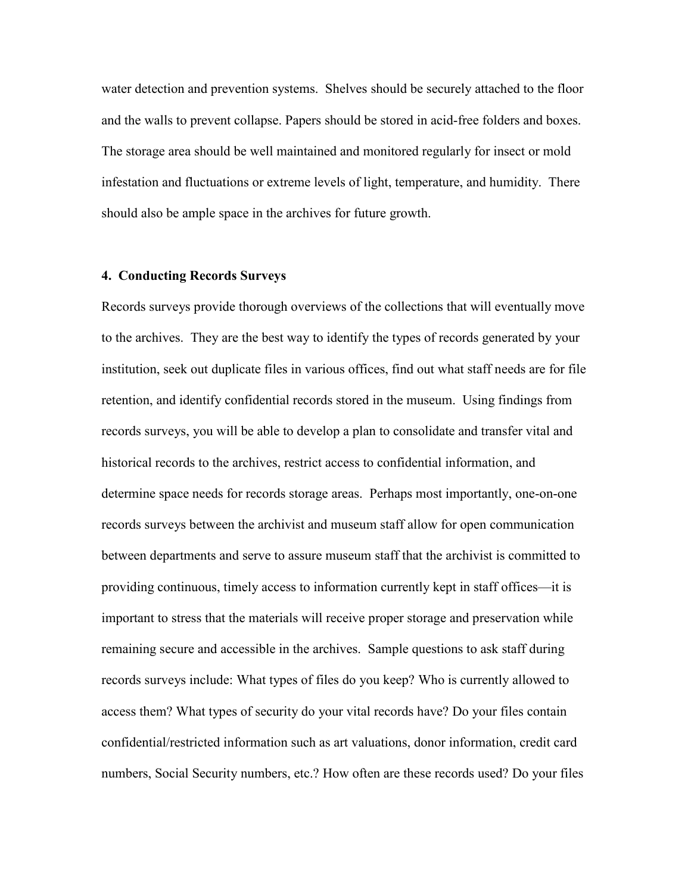water detection and prevention systems. Shelves should be securely attached to the floor and the walls to prevent collapse. Papers should be stored in acid-free folders and boxes. The storage area should be well maintained and monitored regularly for insect or mold infestation and fluctuations or extreme levels of light, temperature, and humidity. There should also be ample space in the archives for future growth.

#### 4. Conducting Records Surveys

Records surveys provide thorough overviews of the collections that will eventually move to the archives. They are the best way to identify the types of records generated by your institution, seek out duplicate files in various offices, find out what staff needs are for file retention, and identify confidential records stored in the museum. Using findings from records surveys, you will be able to develop a plan to consolidate and transfer vital and historical records to the archives, restrict access to confidential information, and determine space needs for records storage areas. Perhaps most importantly, one-on-one records surveys between the archivist and museum staff allow for open communication between departments and serve to assure museum staff that the archivist is committed to providing continuous, timely access to information currently kept in staff offices—it is important to stress that the materials will receive proper storage and preservation while remaining secure and accessible in the archives. Sample questions to ask staff during records surveys include: What types of files do you keep? Who is currently allowed to access them? What types of security do your vital records have? Do your files contain confidential/restricted information such as art valuations, donor information, credit card numbers, Social Security numbers, etc.? How often are these records used? Do your files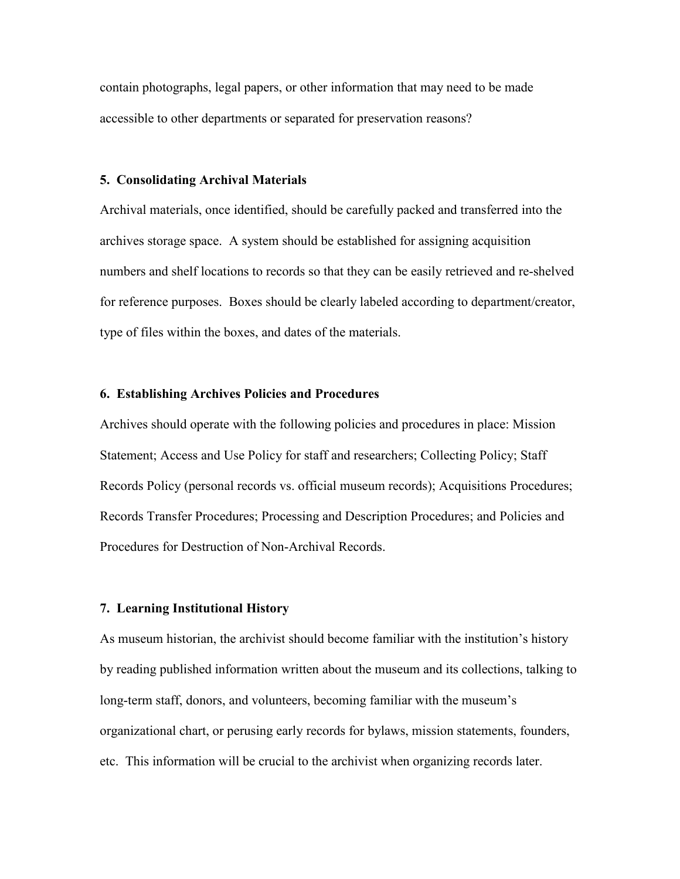contain photographs, legal papers, or other information that may need to be made accessible to other departments or separated for preservation reasons?

**5. Consolidating Archival Materials**

Archival materials, once identified, should be carefully packed and transferred into the archives storage space. A system should be established for assigning acquisition numbers and shelf locations to records so that they can be easily retrieved and re-shelved for reference purposes. Boxes should be clearly labeled according to department/creator, type of files within the boxes, and dates of the materials.

**6. Establishing Archives Policies and Procedures**

Archives should operate with the following policies and procedures in place: Mission Statement; Access and Use Policy for staff and researchers; Collecting Policy; Staff Records Policy (personal records vs. official museum records); Acquisitions Procedures; Records Transfer Procedures; Processing and Description Procedures; and Policies and Procedures for Destruction of Non-Archival Records.

**7. Learning Institutional History**

As museum historian, the archivist should become familiar with the institution's history by reading published information written about the museum and its collections, talking to long-term staff, donors, and volunteers, becoming familiar with the museum's organizational chart, or perusing early records for bylaws, mission statements, founders, etc. This information will be crucial to the archivist when organizing records later.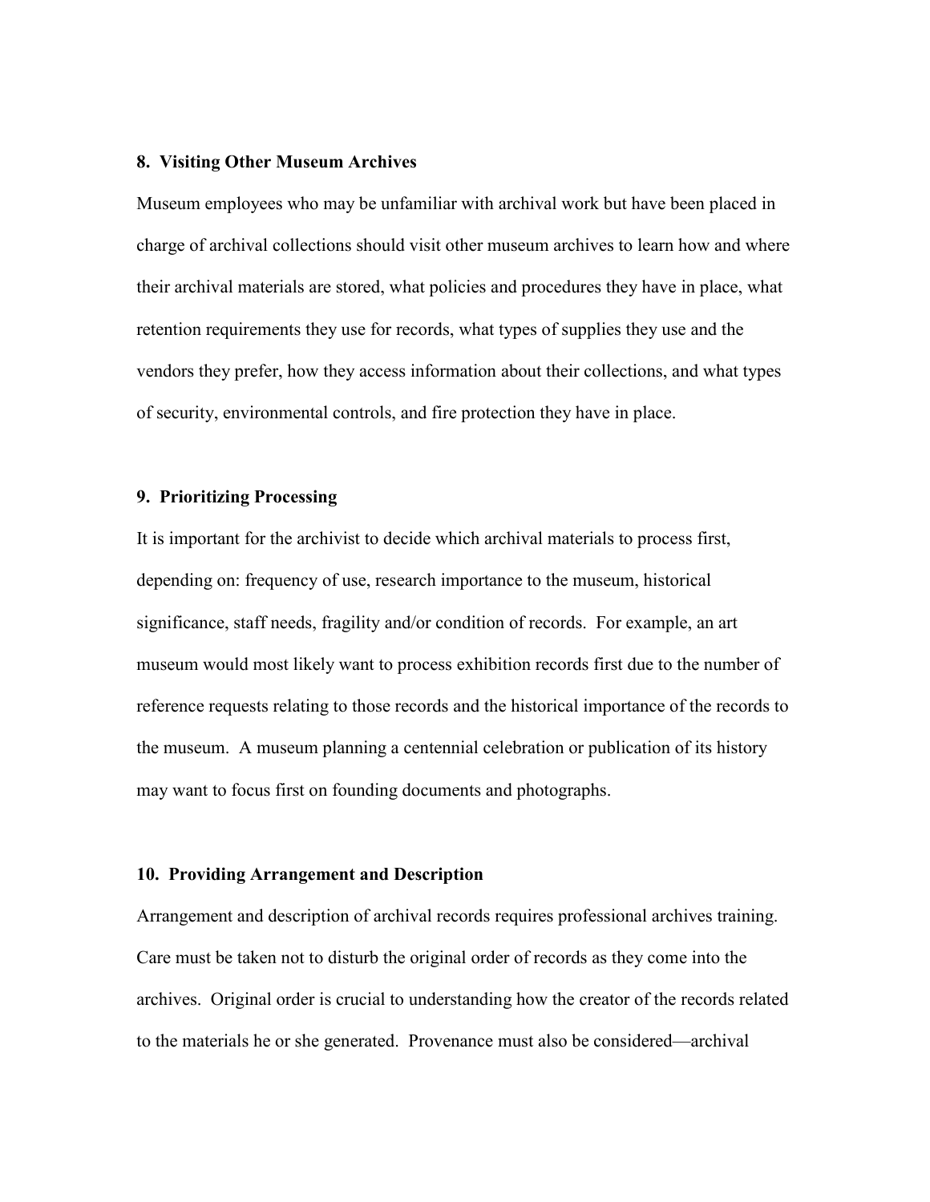**8. Visiting Other Museum Archives**

Museum employees who may be unfamiliar with archival work but have been placed in charge of archival collections should visit other museum archives to learn how and where their archival materials are stored, what policies and procedures they have in place, what retention requirements they use for records, what types of supplies they use and the vendors they prefer, how they access information about their collections, and what types of security, environmental controls, and fire protection they have in place.

**9. Prioritizing Processing**

It is important for the archivist to decide which archival materials to process first, depending on: frequency of use, research importance to the museum, historical significance, staff needs, fragility and/or condition of records. For example, an art museum would most likely want to process exhibition records first due to the number of reference requests relating to those records and the historical importance of the records to the museum. A museum planning a centennial celebration or publication of its history may want to focus first on founding documents and photographs.

**10. Providing Arrangement and Description**

Arrangement and description of archival records requires professional archives training. Care must be taken not to disturb the original order of records as they come into the archives. Original order is crucial to understanding how the creator of the records related to the materials he or she generated. Provenance must also be considered—archival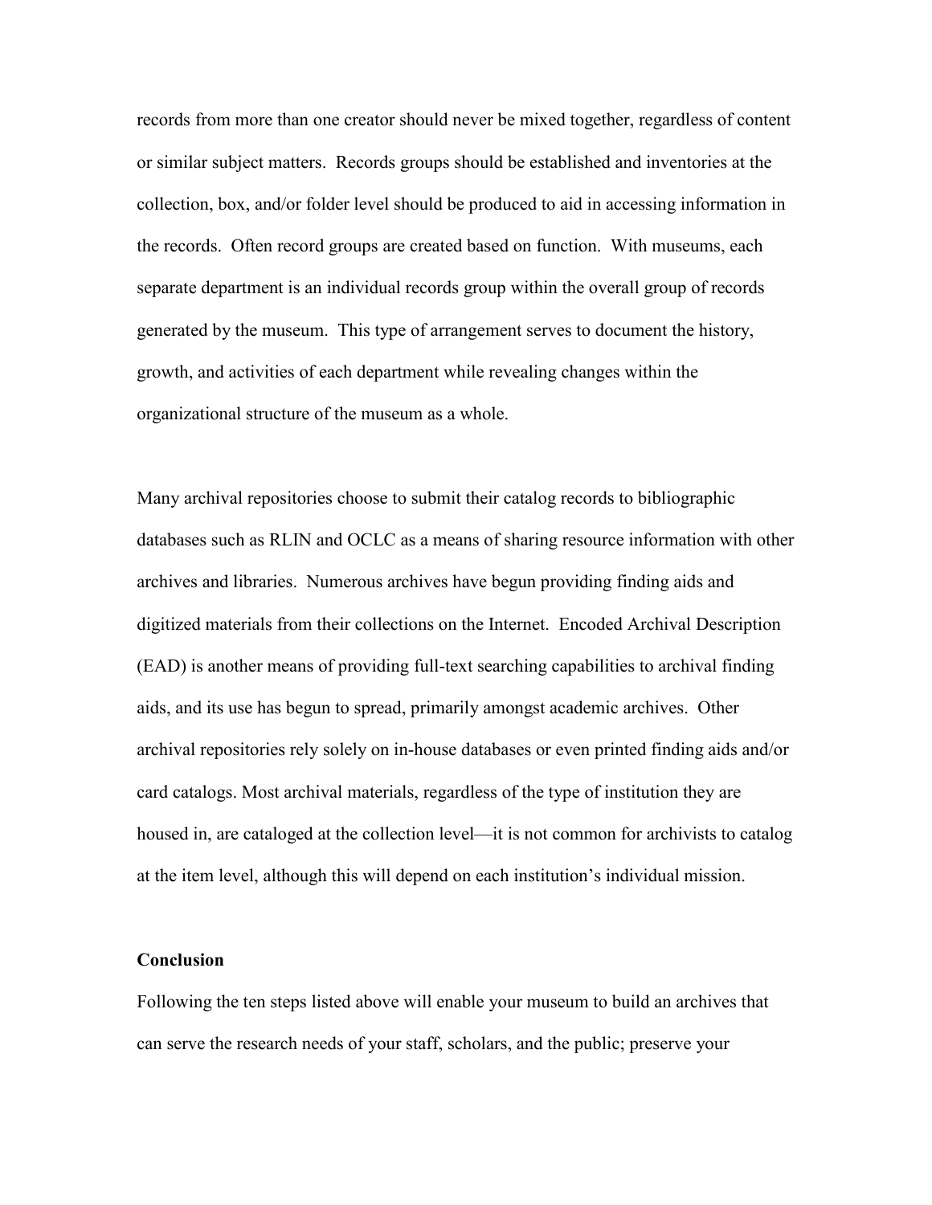records from more than one creator should never be mixed together, regardless of content or similar subject matters. Records groups should be established and inventories at the collection, box, and/or folder level should be produced to aid in accessing information in the records. Often record groups are created based on function. With museums, each separate department is an individual records group within the overall group of records generated by the museum. This type of arrangement serves to document the history, growth, and activities of each department while revealing changes within the organizational structure of the museum as a whole.

Many archival repositories choose to submit their catalog records to bibliographic databases such as RLIN and OCLC as a means of sharing resource information with other archives and libraries. Numerous archives have begun providing finding aids and digitized materials from their collections on the Internet. Encoded Archival Description (EAD) is another means of providing full-text searching capabilities to archival finding aids, and its use has begun to spread, primarily amongst academic archives. Other archival repositories rely solely on in-house databases or even printed finding aids and/or card catalogs. Most archival materials, regardless of the type of institution they are housed in, are cataloged at the collection level—it is not common for archivists to catalog at the item level, although this will depend on each institution's individual mission.

**Conclusion**

Following the ten steps listed above will enable your museum to build an archives that can serve the research needs of your staff, scholars, and the public; preserve your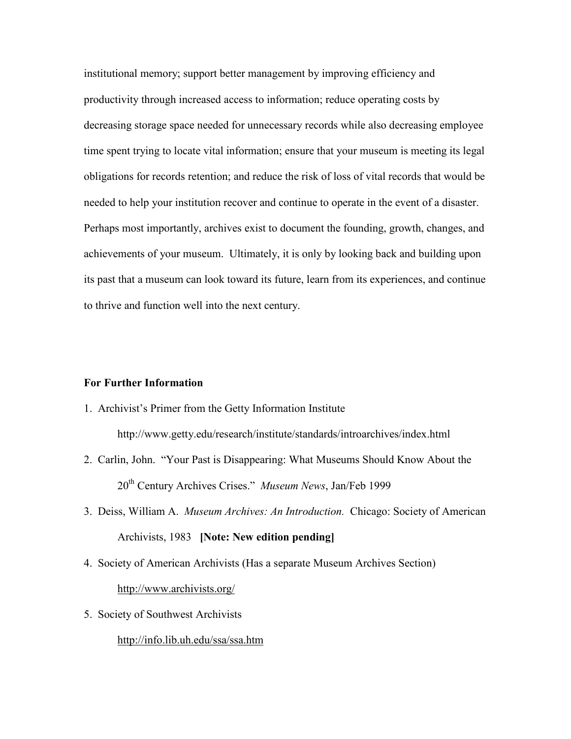institutional memory; support better management by improving efficiency and productivity through increased access to information; reduce operating costs by decreasing storage space needed for unnecessary records while also decreasing employee time spent trying to locate vital information; ensure that your museum is meeting its legal obligations for records retention; and reduce the risk of loss of vital records that would be needed to help your institution recover and continue to operate in the event of a disaster. Perhaps most importantly, archives exist to document the founding, growth, changes, and achievements of your museum. Ultimately, it is only by looking back and building upon its past that a museum can look toward its future, learn from its experiences, and continue to thrive and function well into the next century.

**For Further Information**

1. Archivist's Primer from the Getty Information Institute

   http://www.getty.edu/research/institute/standards/introarchives/index.html

2. Carlin, John. "Your Past is Disappearing: What Museums Should Know About the 20th Century Archives Crises." *Museum News*, Jan/Feb 1999

3. Deiss, William A. *Museum Archives: An Introduction.* Chicago: Society of American Archivists, 1983 **[Note: New edition pending]**

4. Society of American Archivists (Has a separate Museum Archives Section)

   http://www.archivists.org/

5. Society of Southwest Archivists

   http://info.lib.uh.edu/ssa/ssa.htm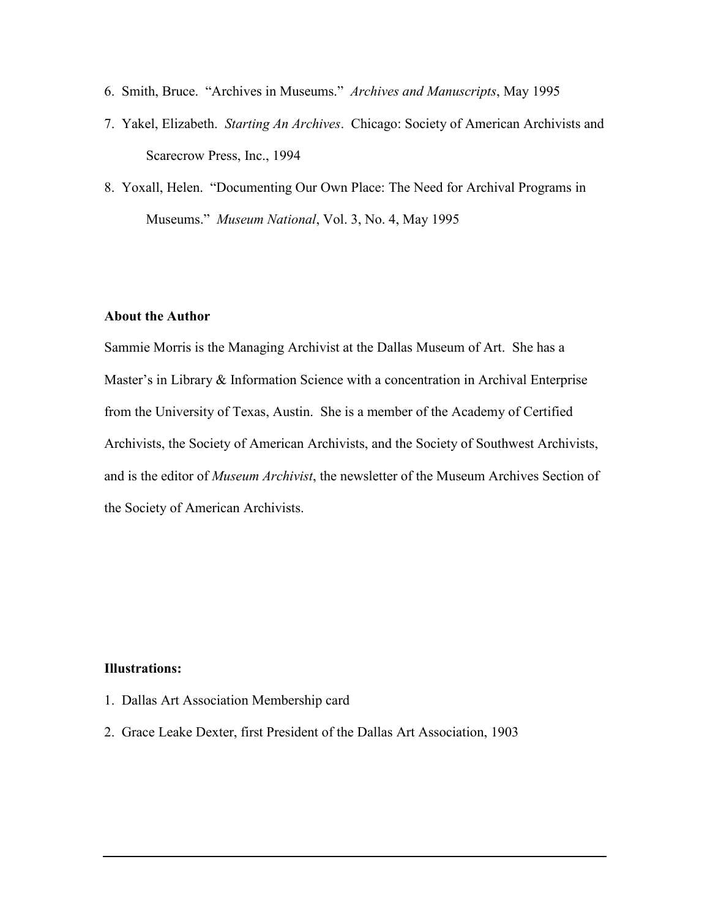6. Smith, Bruce. "Archives in Museums." *Archives and Manuscripts*, May 1995
7. Yakel, Elizabeth. *Starting An Archives*. Chicago: Society of American Archivists and Scarecrow Press, Inc., 1994
8. Yoxall, Helen. "Documenting Our Own Place: The Need for Archival Programs in Museums." *Museum National*, Vol. 3, No. 4, May 1995

**About the Author**

Sammie Morris is the Managing Archivist at the Dallas Museum of Art. She has a Master's in Library & Information Science with a concentration in Archival Enterprise from the University of Texas, Austin. She is a member of the Academy of Certified Archivists, the Society of American Archivists, and the Society of Southwest Archivists, and is the editor of *Museum Archivist*, the newsletter of the Museum Archives Section of the Society of American Archivists.

**Illustrations:**

1. Dallas Art Association Membership card
2. Grace Leake Dexter, first President of the Dallas Art Association, 1903